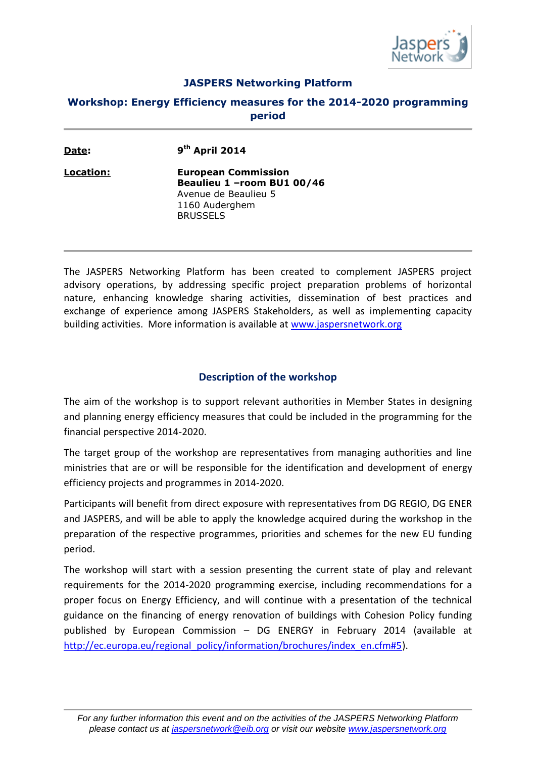## JASPERS Networking Platform

## Workshop: Energy Efficiency measures for the 2014-2020 programming period

**Date**: **9th April 2014**

**Location:** **European Commission**
**Beaulieu 1 –room BU1 00/46**
Avenue de Beaulieu 5
1160 Auderghem
BRUSSELS

The JASPERS Networking Platform has been created to complement JASPERS project advisory operations, by addressing specific project preparation problems of horizontal nature, enhancing knowledge sharing activities, dissemination of best practices and exchange of experience among JASPERS Stakeholders, as well as implementing capacity building activities. More information is available at www.jaspersnetwork.org

### Description of the workshop

The aim of the workshop is to support relevant authorities in Member States in designing and planning energy efficiency measures that could be included in the programming for the financial perspective 2014-2020.

The target group of the workshop are representatives from managing authorities and line ministries that are or will be responsible for the identification and development of energy efficiency projects and programmes in 2014-2020.

Participants will benefit from direct exposure with representatives from DG REGIO, DG ENER and JASPERS, and will be able to apply the knowledge acquired during the workshop in the preparation of the respective programmes, priorities and schemes for the new EU funding period.

The workshop will start with a session presenting the current state of play and relevant requirements for the 2014-2020 programming exercise, including recommendations for a proper focus on Energy Efficiency, and will continue with a presentation of the technical guidance on the financing of energy renovation of buildings with Cohesion Policy funding published by European Commission – DG ENERGY in February 2014 (available at http://ec.europa.eu/regional_policy/information/brochures/index_en.cfm#5).

*For any further information this event and on the activities of the JASPERS Networking Platform please contact us at jaspersnetwork@eib.org or visit our website www.jaspersnetwork.org*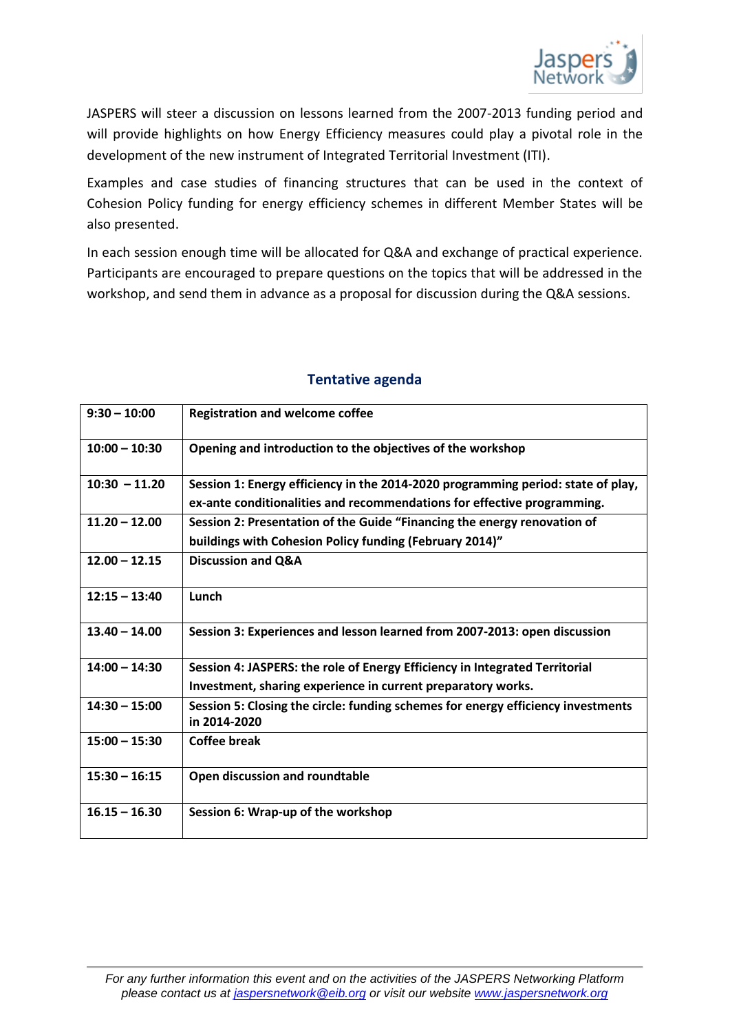JASPERS will steer a discussion on lessons learned from the 2007-2013 funding period and will provide highlights on how Energy Efficiency measures could play a pivotal role in the development of the new instrument of Integrated Territorial Investment (ITI).

Examples and case studies of financing structures that can be used in the context of Cohesion Policy funding for energy efficiency schemes in different Member States will be also presented.

In each session enough time will be allocated for Q&A and exchange of practical experience. Participants are encouraged to prepare questions on the topics that will be addressed in the workshop, and send them in advance as a proposal for discussion during the Q&A sessions.

## Tentative agenda

| | |
|---|---|
| **9:30 – 10:00** | **Registration and welcome coffee** |
| **10:00 – 10:30** | **Opening and introduction to the objectives of the workshop** |
| **10:30 – 11.20** | **Session 1: Energy efficiency in the 2014-2020 programming period: state of play, ex-ante conditionalities and recommendations for effective programming.** |
| **11.20 – 12.00** | **Session 2: Presentation of the Guide "Financing the energy renovation of buildings with Cohesion Policy funding (February 2014)"** |
| **12.00 – 12.15** | **Discussion and Q&A** |
| **12:15 – 13:40** | **Lunch** |
| **13.40 – 14.00** | **Session 3: Experiences and lesson learned from 2007-2013: open discussion** |
| **14:00 – 14:30** | **Session 4: JASPERS: the role of Energy Efficiency in Integrated Territorial Investment, sharing experience in current preparatory works.** |
| **14:30 – 15:00** | **Session 5: Closing the circle: funding schemes for energy efficiency investments in 2014-2020** |
| **15:00 – 15:30** | **Coffee break** |
| **15:30 – 16:15** | **Open discussion and roundtable** |
| **16.15 – 16.30** | **Session 6: Wrap-up of the workshop** |

*For any further information this event and on the activities of the JASPERS Networking Platform please contact us at jaspersnetwork@eib.org or visit our website www.jaspersnetwork.org*